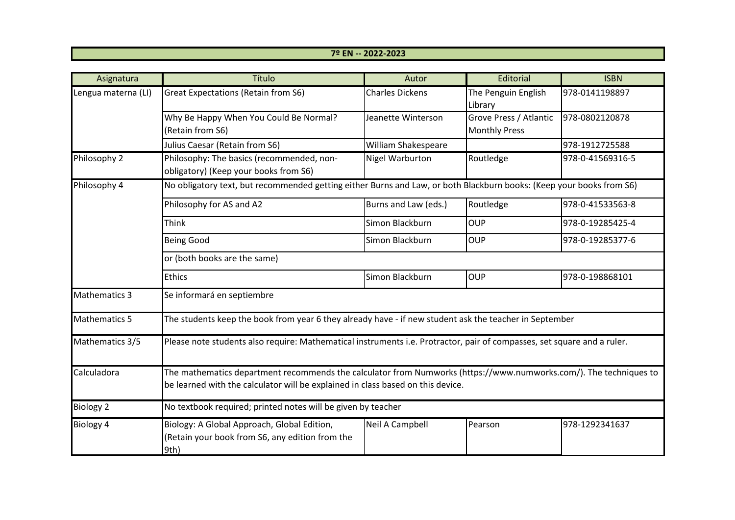# 7º EN -- 2022-2023

| Asignatura | Título | Autor | Editorial | ISBN |
|---|---|---|---|---|
| Lengua materna (LI) | Great Expectations (Retain from S6) | Charles Dickens | The Penguin English Library | 978-0141198897 |
| | Why Be Happy When You Could Be Normal? (Retain from S6) | Jeanette Winterson | Grove Press / Atlantic Monthly Press | 978-0802120878 |
| | Julius Caesar (Retain from S6) | William Shakespeare | | 978-1912725588 |
| Philosophy 2 | Philosophy: The basics (recommended, non-obligatory) (Keep your books from S6) | Nigel Warburton | Routledge | 978-0-41569316-5 |
| Philosophy 4 | No obligatory text, but recommended getting either Burns and Law, or both Blackburn books: (Keep your books from S6) | | | |
| | Philosophy for AS and A2 | Burns and Law (eds.) | Routledge | 978-0-41533563-8 |
| | Think | Simon Blackburn | OUP | 978-0-19285425-4 |
| | Being Good | Simon Blackburn | OUP | 978-0-19285377-6 |
| | or (both books are the same) | | | |
| | Ethics | Simon Blackburn | OUP | 978-0-198868101 |
| Mathematics 3 | Se informará en septiembre | | | |
| Mathematics 5 | The students keep the book from year 6 they already have - if new student ask the teacher in September | | | |
| Mathematics 3/5 | Please note students also require: Mathematical instruments i.e. Protractor, pair of compasses, set square and a ruler. | | | |
| Calculadora | The mathematics department recommends the calculator from Numworks (https://www.numworks.com/). The techniques to be learned with the calculator will be explained in class based on this device. | | | |
| Biology 2 | No textbook required; printed notes will be given by teacher | | | |
| Biology 4 | Biology: A Global Approach, Global Edition, (Retain your book from S6, any edition from the 9th) | Neil A Campbell | Pearson | 978-1292341637 |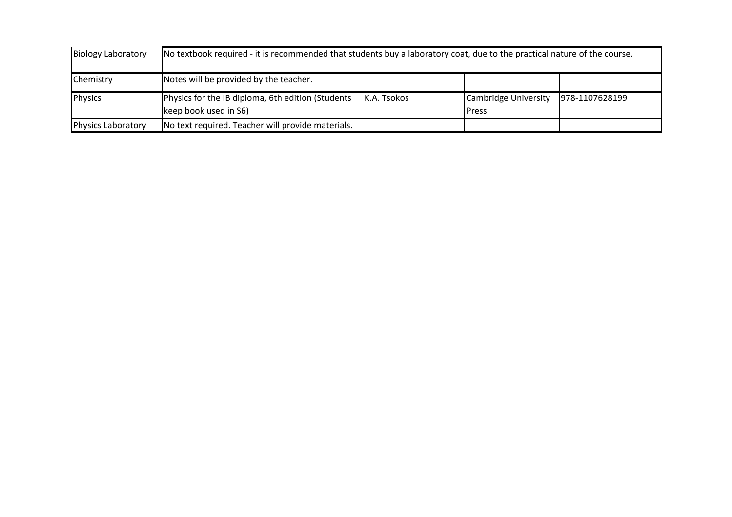| | | | | |
|---|---|---|---|---|
| Biology Laboratory | No textbook required - it is recommended that students buy a laboratory coat, due to the practical nature of the course. | | | |
| Chemistry | Notes will be provided by the teacher. | | | |
| Physics | Physics for the IB diploma, 6th edition (Students keep book used in S6) | K.A. Tsokos | Cambridge University Press | 978-1107628199 |
| Physics Laboratory | No text required. Teacher will provide materials. | | | |